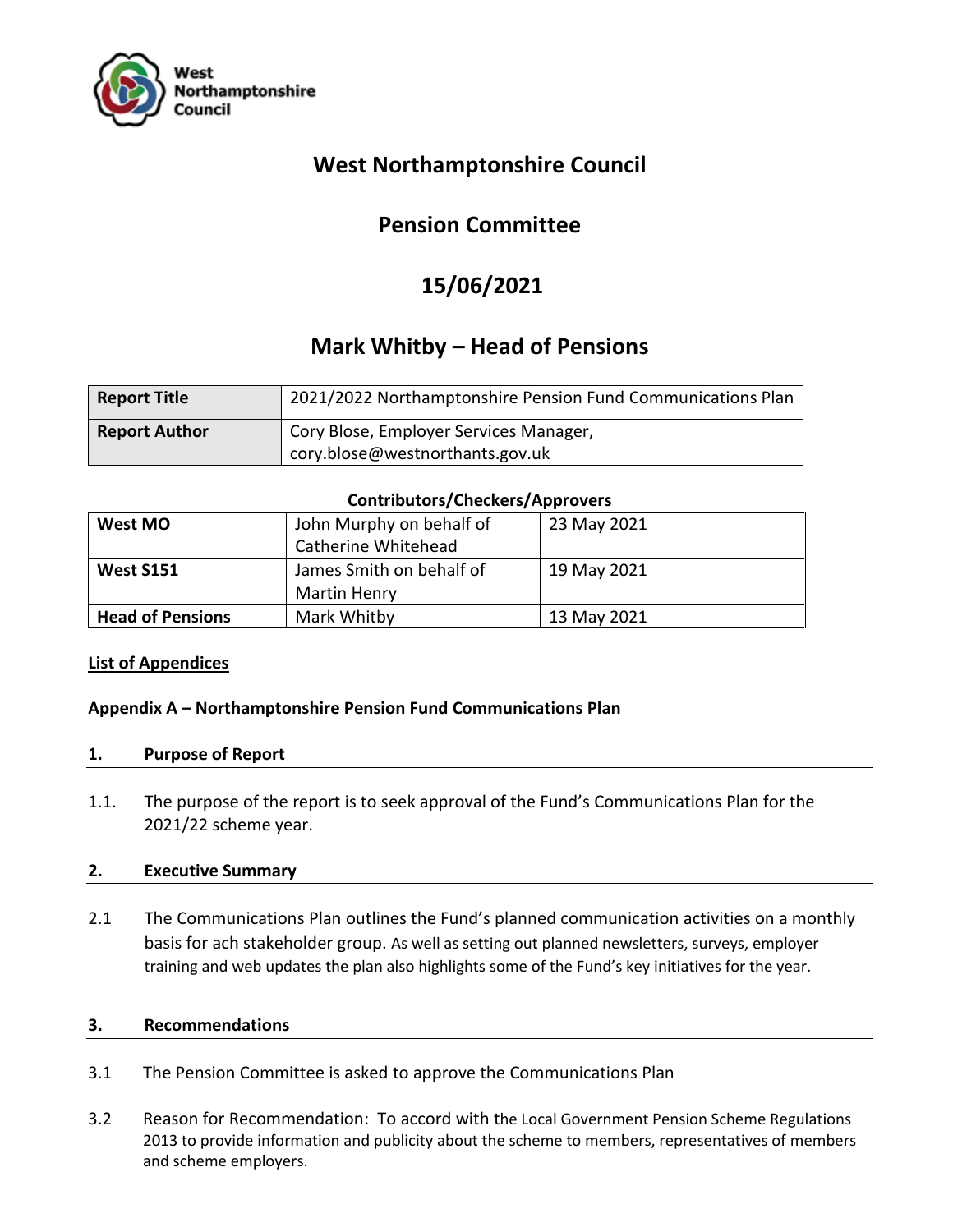# West Northamptonshire Council

## Pension Committee

## 15/06/2021

## Mark Whitby – Head of Pensions

| | |
|---|---|
| **Report Title** | 2021/2022 Northamptonshire Pension Fund Communications Plan |
| **Report Author** | Cory Blose, Employer Services Manager, cory.blose@westnorthants.gov.uk |

**Contributors/Checkers/Approvers**

| | | |
|---|---|---|
| **West MO** | John Murphy on behalf of Catherine Whitehead | 23 May 2021 |
| **West S151** | James Smith on behalf of Martin Henry | 19 May 2021 |
| **Head of Pensions** | Mark Whitby | 13 May 2021 |

**List of Appendices**

**Appendix A – Northamptonshire Pension Fund Communications Plan**

### 1. Purpose of Report

1.1. The purpose of the report is to seek approval of the Fund's Communications Plan for the 2021/22 scheme year.

### 2. Executive Summary

2.1 The Communications Plan outlines the Fund's planned communication activities on a monthly basis for ach stakeholder group. As well as setting out planned newsletters, surveys, employer training and web updates the plan also highlights some of the Fund's key initiatives for the year.

### 3. Recommendations

3.1 The Pension Committee is asked to approve the Communications Plan

3.2 Reason for Recommendation: To accord with the Local Government Pension Scheme Regulations 2013 to provide information and publicity about the scheme to members, representatives of members and scheme employers.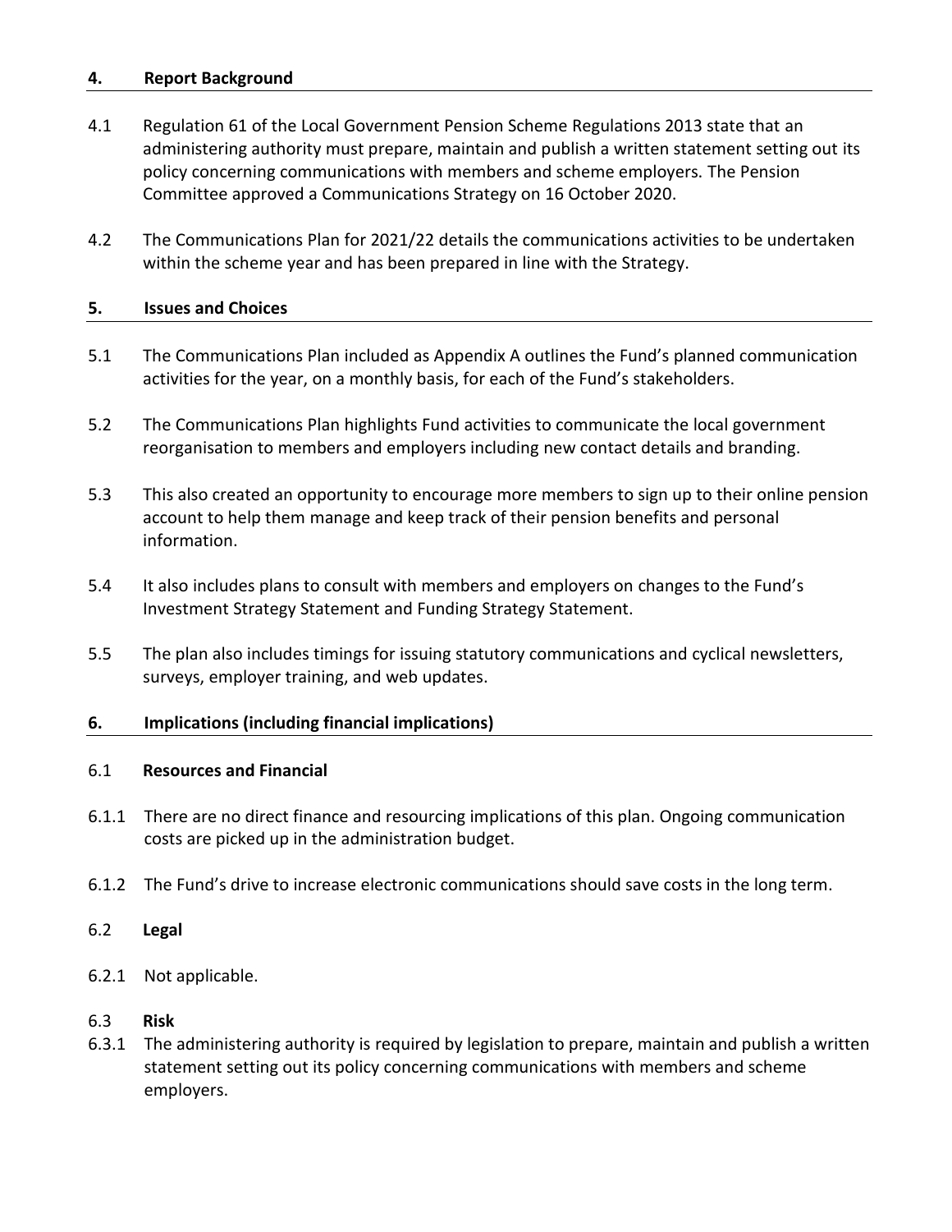## 4. Report Background

4.1 Regulation 61 of the Local Government Pension Scheme Regulations 2013 state that an administering authority must prepare, maintain and publish a written statement setting out its policy concerning communications with members and scheme employers. The Pension Committee approved a Communications Strategy on 16 October 2020.

4.2 The Communications Plan for 2021/22 details the communications activities to be undertaken within the scheme year and has been prepared in line with the Strategy.

## 5. Issues and Choices

5.1 The Communications Plan included as Appendix A outlines the Fund's planned communication activities for the year, on a monthly basis, for each of the Fund's stakeholders.

5.2 The Communications Plan highlights Fund activities to communicate the local government reorganisation to members and employers including new contact details and branding.

5.3 This also created an opportunity to encourage more members to sign up to their online pension account to help them manage and keep track of their pension benefits and personal information.

5.4 It also includes plans to consult with members and employers on changes to the Fund's Investment Strategy Statement and Funding Strategy Statement.

5.5 The plan also includes timings for issuing statutory communications and cyclical newsletters, surveys, employer training, and web updates.

## 6. Implications (including financial implications)

### 6.1 Resources and Financial

6.1.1 There are no direct finance and resourcing implications of this plan. Ongoing communication costs are picked up in the administration budget.

6.1.2 The Fund's drive to increase electronic communications should save costs in the long term.

### 6.2 Legal

6.2.1 Not applicable.

### 6.3 Risk

6.3.1 The administering authority is required by legislation to prepare, maintain and publish a written statement setting out its policy concerning communications with members and scheme employers.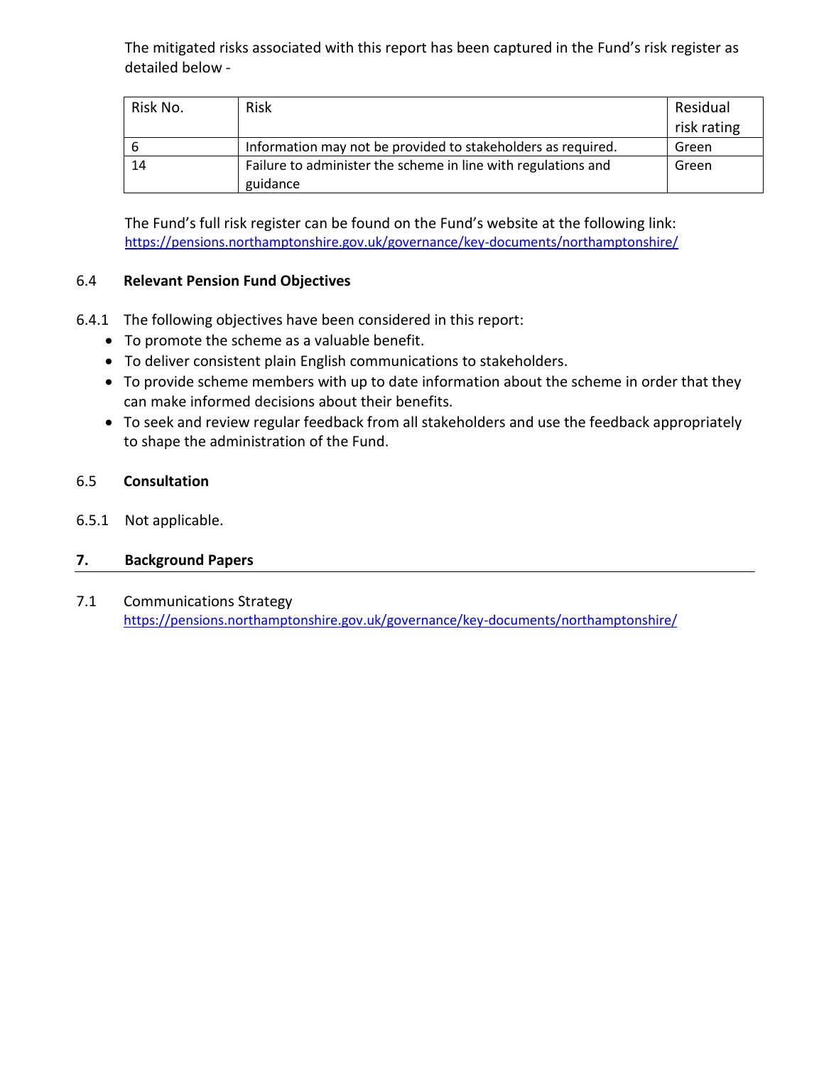The mitigated risks associated with this report has been captured in the Fund's risk register as detailed below -

| Risk No. | Risk | Residual risk rating |
|---|---|---|
| 6 | Information may not be provided to stakeholders as required. | Green |
| 14 | Failure to administer the scheme in line with regulations and guidance | Green |

The Fund's full risk register can be found on the Fund's website at the following link: https://pensions.northamptonshire.gov.uk/governance/key-documents/northamptonshire/

### 6.4 Relevant Pension Fund Objectives

6.4.1 The following objectives have been considered in this report:

- To promote the scheme as a valuable benefit.
- To deliver consistent plain English communications to stakeholders.
- To provide scheme members with up to date information about the scheme in order that they can make informed decisions about their benefits.
- To seek and review regular feedback from all stakeholders and use the feedback appropriately to shape the administration of the Fund.

### 6.5 Consultation

6.5.1 Not applicable.

## 7. Background Papers

7.1 Communications Strategy
https://pensions.northamptonshire.gov.uk/governance/key-documents/northamptonshire/